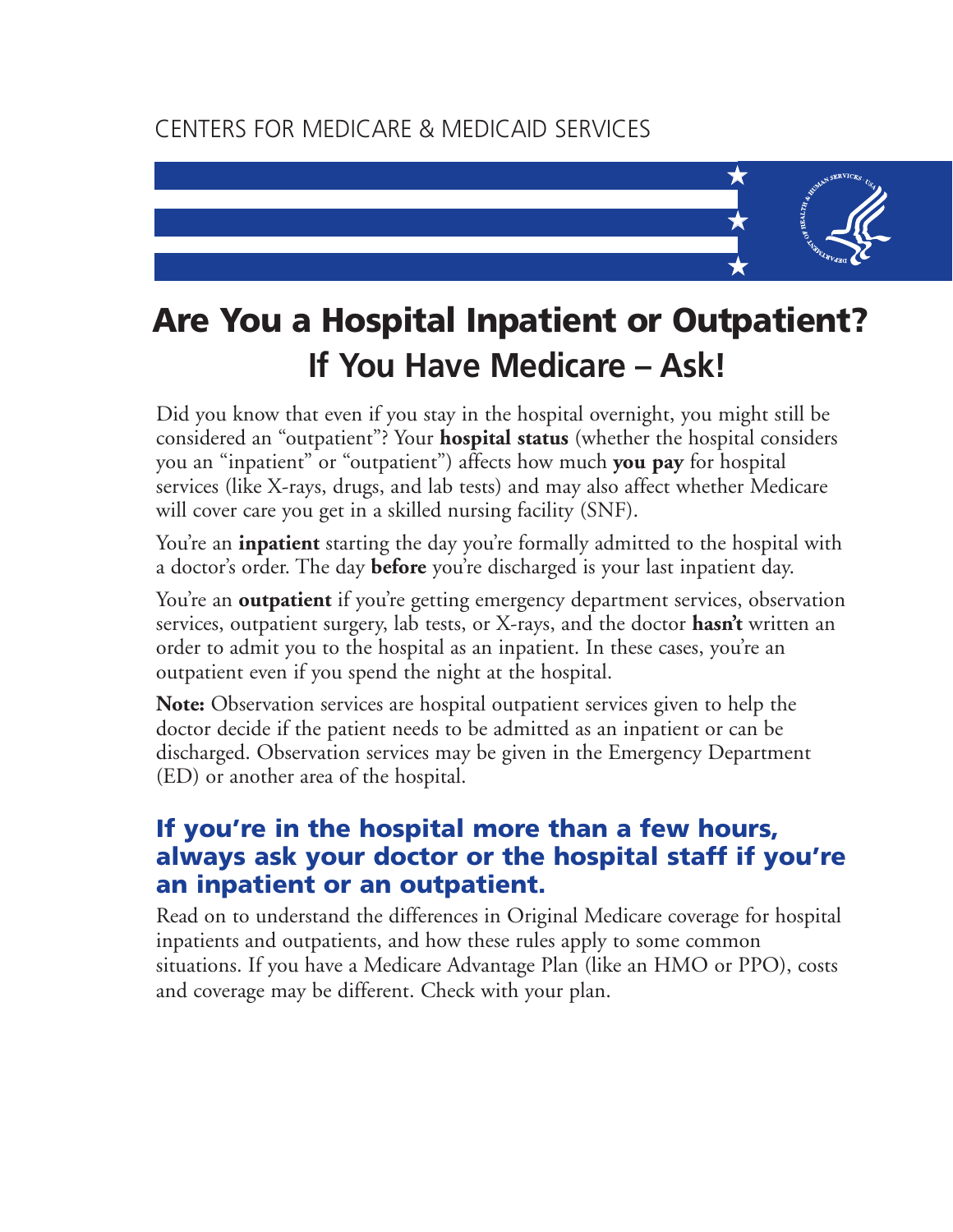CENTERS FOR MEDICARE & MEDICAID SERVICES

# Are You a Hospital Inpatient or Outpatient?

## If You Have Medicare – Ask!

Did you know that even if you stay in the hospital overnight, you might still be considered an "outpatient"? Your **hospital status** (whether the hospital considers you an "inpatient" or "outpatient") affects how much **you pay** for hospital services (like X-rays, drugs, and lab tests) and may also affect whether Medicare will cover care you get in a skilled nursing facility (SNF).

You're an **inpatient** starting the day you're formally admitted to the hospital with a doctor's order. The day **before** you're discharged is your last inpatient day.

You're an **outpatient** if you're getting emergency department services, observation services, outpatient surgery, lab tests, or X-rays, and the doctor **hasn't** written an order to admit you to the hospital as an inpatient. In these cases, you're an outpatient even if you spend the night at the hospital.

**Note:** Observation services are hospital outpatient services given to help the doctor decide if the patient needs to be admitted as an inpatient or can be discharged. Observation services may be given in the Emergency Department (ED) or another area of the hospital.

### If you're in the hospital more than a few hours, always ask your doctor or the hospital staff if you're an inpatient or an outpatient.

Read on to understand the differences in Original Medicare coverage for hospital inpatients and outpatients, and how these rules apply to some common situations. If you have a Medicare Advantage Plan (like an HMO or PPO), costs and coverage may be different. Check with your plan.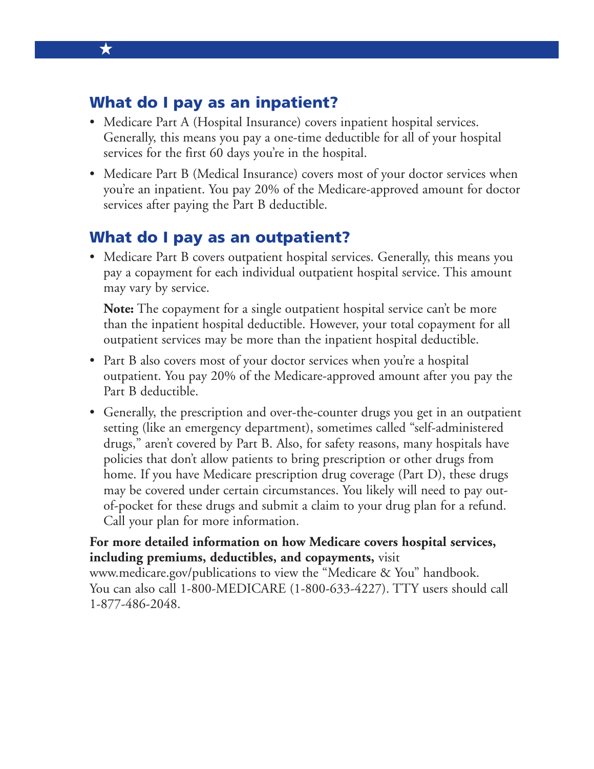## What do I pay as an inpatient?

- Medicare Part A (Hospital Insurance) covers inpatient hospital services. Generally, this means you pay a one-time deductible for all of your hospital services for the first 60 days you're in the hospital.
- Medicare Part B (Medical Insurance) covers most of your doctor services when you're an inpatient. You pay 20% of the Medicare-approved amount for doctor services after paying the Part B deductible.

## What do I pay as an outpatient?

- Medicare Part B covers outpatient hospital services. Generally, this means you pay a copayment for each individual outpatient hospital service. This amount may vary by service.

  **Note:** The copayment for a single outpatient hospital service can't be more than the inpatient hospital deductible. However, your total copayment for all outpatient services may be more than the inpatient hospital deductible.

- Part B also covers most of your doctor services when you're a hospital outpatient. You pay 20% of the Medicare-approved amount after you pay the Part B deductible.
- Generally, the prescription and over-the-counter drugs you get in an outpatient setting (like an emergency department), sometimes called "self-administered drugs," aren't covered by Part B. Also, for safety reasons, many hospitals have policies that don't allow patients to bring prescription or other drugs from home. If you have Medicare prescription drug coverage (Part D), these drugs may be covered under certain circumstances. You likely will need to pay out-of-pocket for these drugs and submit a claim to your drug plan for a refund. Call your plan for more information.

**For more detailed information on how Medicare covers hospital services, including premiums, deductibles, and copayments,** visit www.medicare.gov/publications to view the "Medicare & You" handbook. You can also call 1-800-MEDICARE (1-800-633-4227). TTY users should call 1-877-486-2048.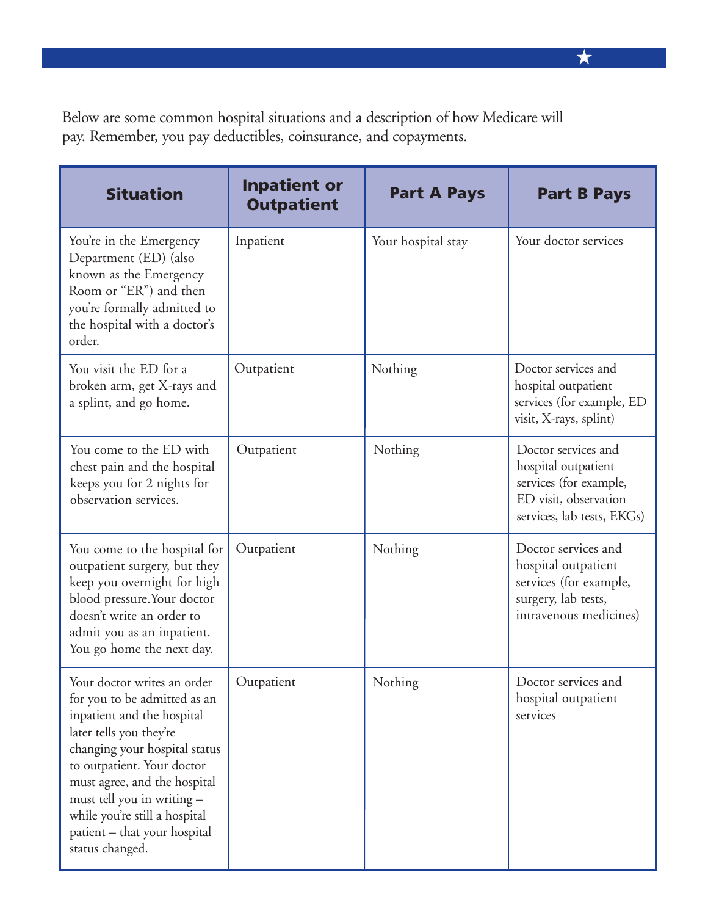Below are some common hospital situations and a description of how Medicare will pay. Remember, you pay deductibles, coinsurance, and copayments.

| Situation | Inpatient or Outpatient | Part A Pays | Part B Pays |
| --- | --- | --- | --- |
| You're in the Emergency Department (ED) (also known as the Emergency Room or "ER") and then you're formally admitted to the hospital with a doctor's order. | Inpatient | Your hospital stay | Your doctor services |
| You visit the ED for a broken arm, get X-rays and a splint, and go home. | Outpatient | Nothing | Doctor services and hospital outpatient services (for example, ED visit, X-rays, splint) |
| You come to the ED with chest pain and the hospital keeps you for 2 nights for observation services. | Outpatient | Nothing | Doctor services and hospital outpatient services (for example, ED visit, observation services, lab tests, EKGs) |
| You come to the hospital for outpatient surgery, but they keep you overnight for high blood pressure. Your doctor doesn't write an order to admit you as an inpatient. You go home the next day. | Outpatient | Nothing | Doctor services and hospital outpatient services (for example, surgery, lab tests, intravenous medicines) |
| Your doctor writes an order for you to be admitted as an inpatient and the hospital later tells you they're changing your hospital status to outpatient. Your doctor must agree, and the hospital must tell you in writing – while you're still a hospital patient – that your hospital status changed. | Outpatient | Nothing | Doctor services and hospital outpatient services |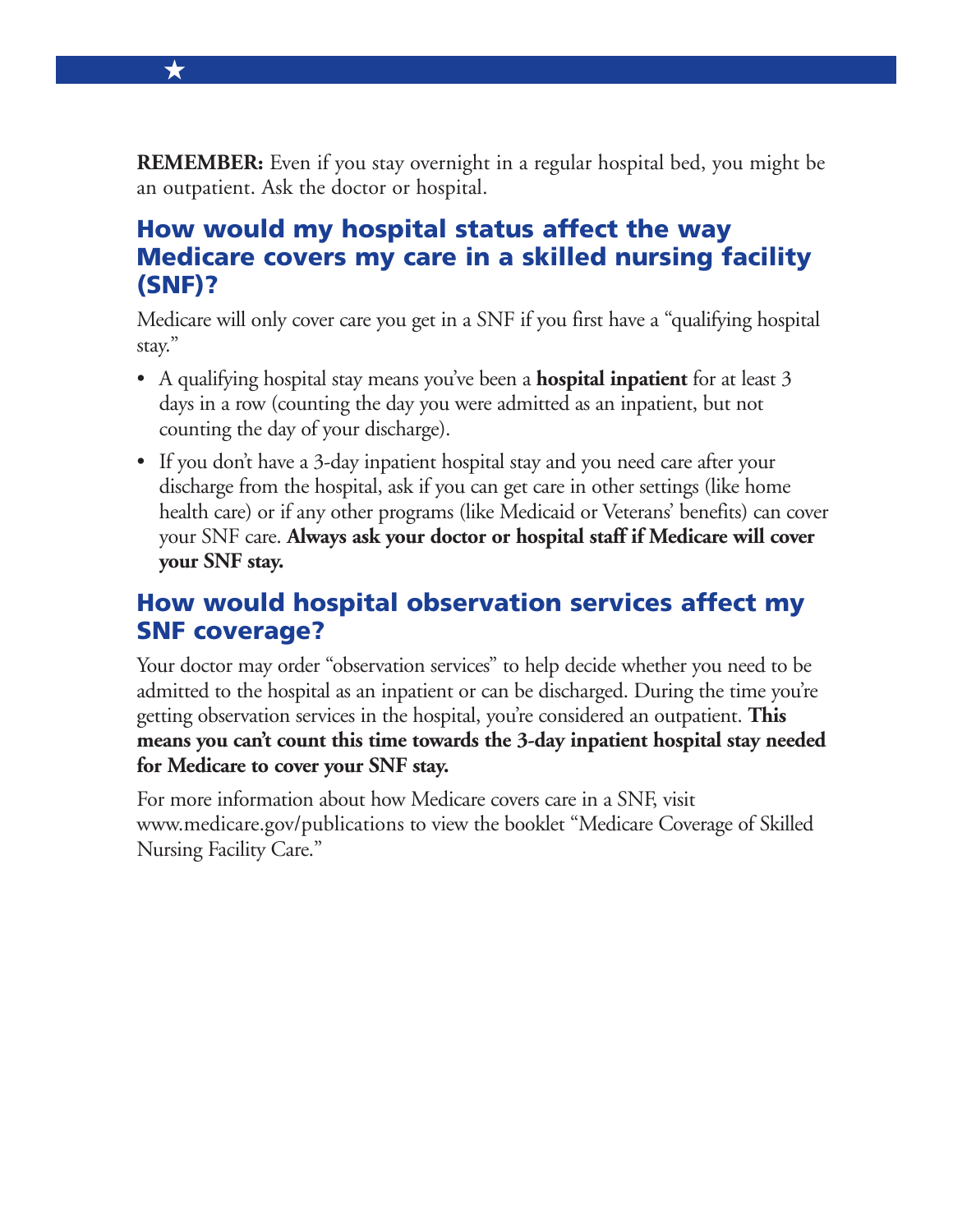**REMEMBER:** Even if you stay overnight in a regular hospital bed, you might be an outpatient. Ask the doctor or hospital.

## How would my hospital status affect the way Medicare covers my care in a skilled nursing facility (SNF)?

Medicare will only cover care you get in a SNF if you first have a "qualifying hospital stay."

- A qualifying hospital stay means you've been a **hospital inpatient** for at least 3 days in a row (counting the day you were admitted as an inpatient, but not counting the day of your discharge).
- If you don't have a 3-day inpatient hospital stay and you need care after your discharge from the hospital, ask if you can get care in other settings (like home health care) or if any other programs (like Medicaid or Veterans' benefits) can cover your SNF care. **Always ask your doctor or hospital staff if Medicare will cover your SNF stay.**

## How would hospital observation services affect my SNF coverage?

Your doctor may order "observation services" to help decide whether you need to be admitted to the hospital as an inpatient or can be discharged. During the time you're getting observation services in the hospital, you're considered an outpatient. **This means you can't count this time towards the 3-day inpatient hospital stay needed for Medicare to cover your SNF stay.**

For more information about how Medicare covers care in a SNF, visit www.medicare.gov/publications to view the booklet "Medicare Coverage of Skilled Nursing Facility Care."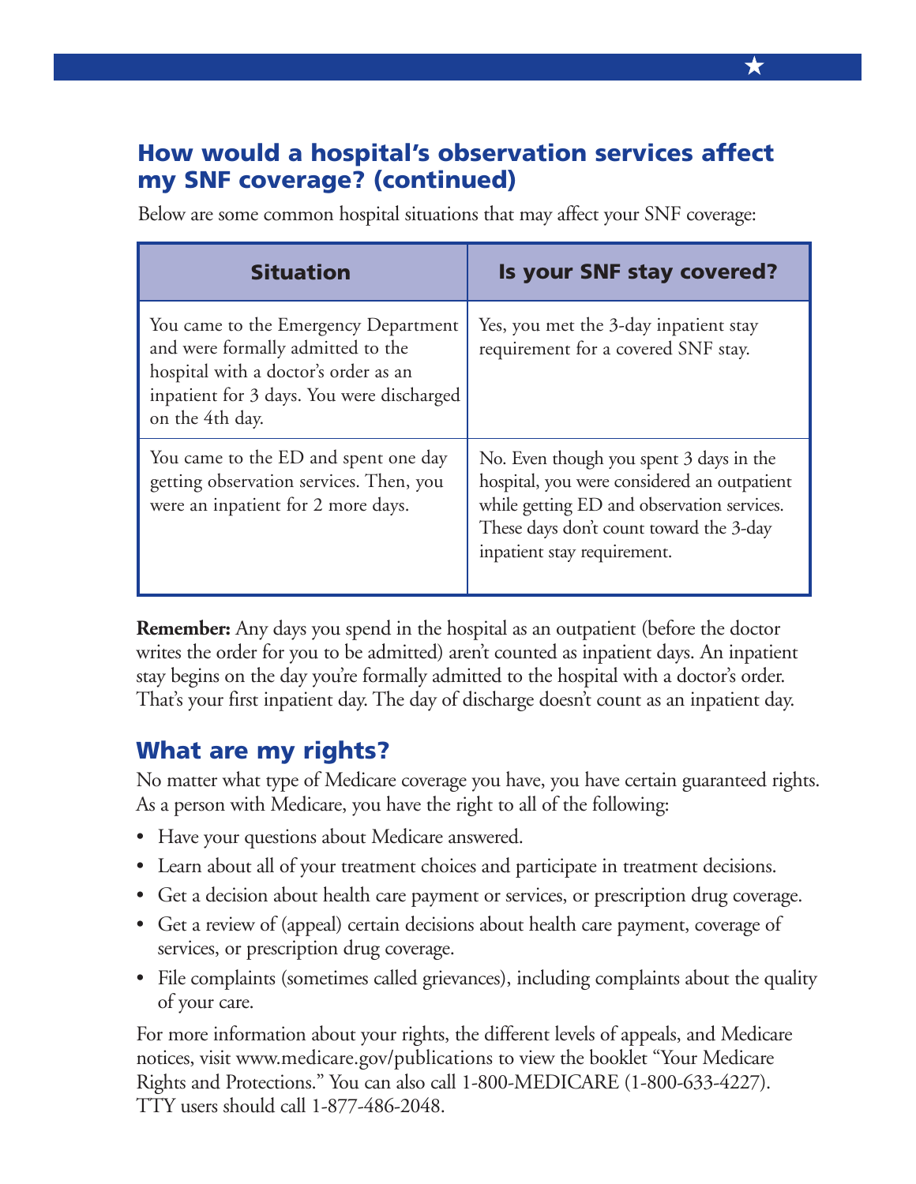## How would a hospital's observation services affect my SNF coverage? (continued)

Below are some common hospital situations that may affect your SNF coverage:

| Situation | Is your SNF stay covered? |
| --- | --- |
| You came to the Emergency Department and were formally admitted to the hospital with a doctor's order as an inpatient for 3 days. You were discharged on the 4th day. | Yes, you met the 3-day inpatient stay requirement for a covered SNF stay. |
| You came to the ED and spent one day getting observation services. Then, you were an inpatient for 2 more days. | No. Even though you spent 3 days in the hospital, you were considered an outpatient while getting ED and observation services. These days don't count toward the 3-day inpatient stay requirement. |

**Remember:** Any days you spend in the hospital as an outpatient (before the doctor writes the order for you to be admitted) aren't counted as inpatient days. An inpatient stay begins on the day you're formally admitted to the hospital with a doctor's order. That's your first inpatient day. The day of discharge doesn't count as an inpatient day.

## What are my rights?

No matter what type of Medicare coverage you have, you have certain guaranteed rights. As a person with Medicare, you have the right to all of the following:

- Have your questions about Medicare answered.
- Learn about all of your treatment choices and participate in treatment decisions.
- Get a decision about health care payment or services, or prescription drug coverage.
- Get a review of (appeal) certain decisions about health care payment, coverage of services, or prescription drug coverage.
- File complaints (sometimes called grievances), including complaints about the quality of your care.

For more information about your rights, the different levels of appeals, and Medicare notices, visit www.medicare.gov/publications to view the booklet "Your Medicare Rights and Protections." You can also call 1-800-MEDICARE (1-800-633-4227). TTY users should call 1-877-486-2048.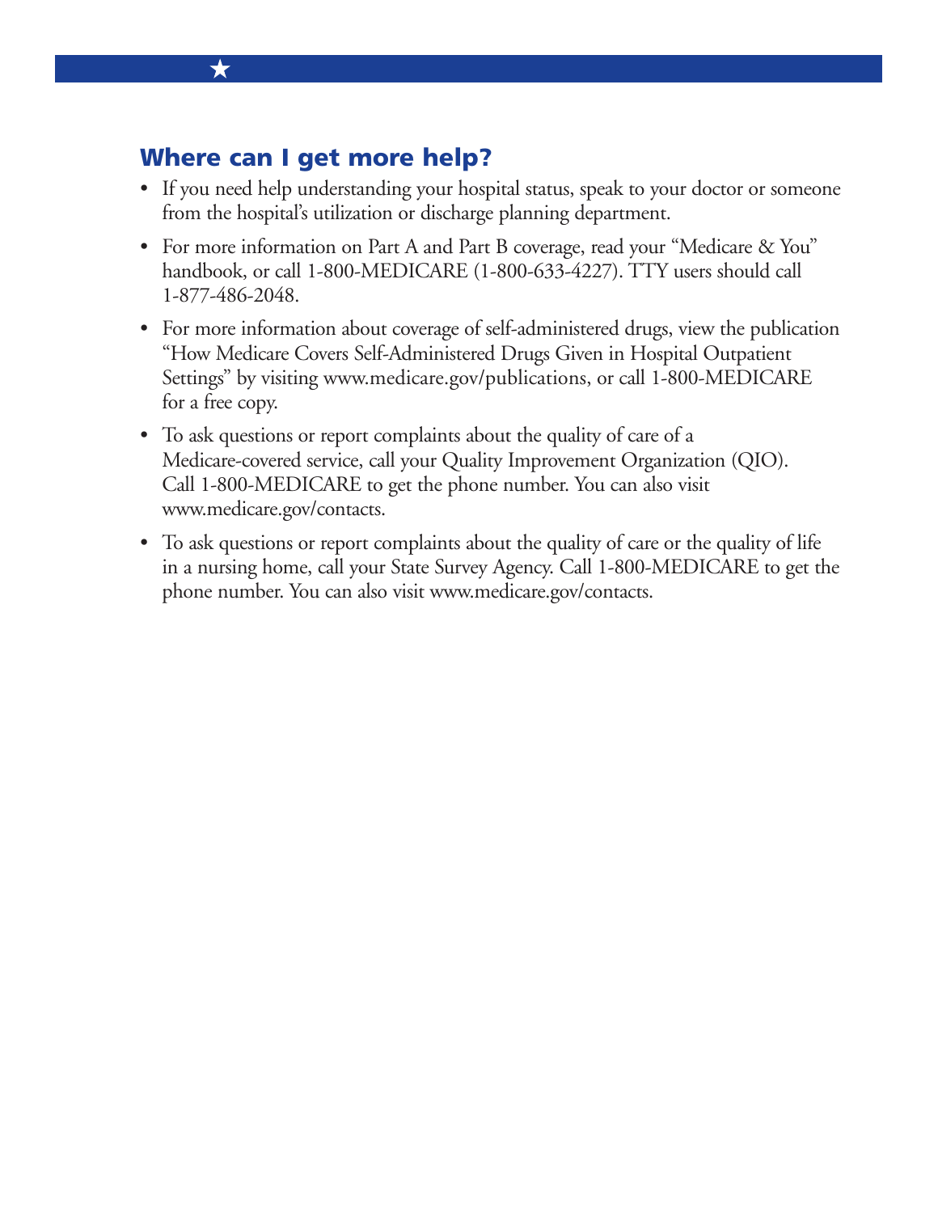## Where can I get more help?

- If you need help understanding your hospital status, speak to your doctor or someone from the hospital's utilization or discharge planning department.
- For more information on Part A and Part B coverage, read your "Medicare & You" handbook, or call 1-800-MEDICARE (1-800-633-4227). TTY users should call 1-877-486-2048.
- For more information about coverage of self-administered drugs, view the publication "How Medicare Covers Self-Administered Drugs Given in Hospital Outpatient Settings" by visiting www.medicare.gov/publications, or call 1-800-MEDICARE for a free copy.
- To ask questions or report complaints about the quality of care of a Medicare-covered service, call your Quality Improvement Organization (QIO). Call 1-800-MEDICARE to get the phone number. You can also visit www.medicare.gov/contacts.
- To ask questions or report complaints about the quality of care or the quality of life in a nursing home, call your State Survey Agency. Call 1-800-MEDICARE to get the phone number. You can also visit www.medicare.gov/contacts.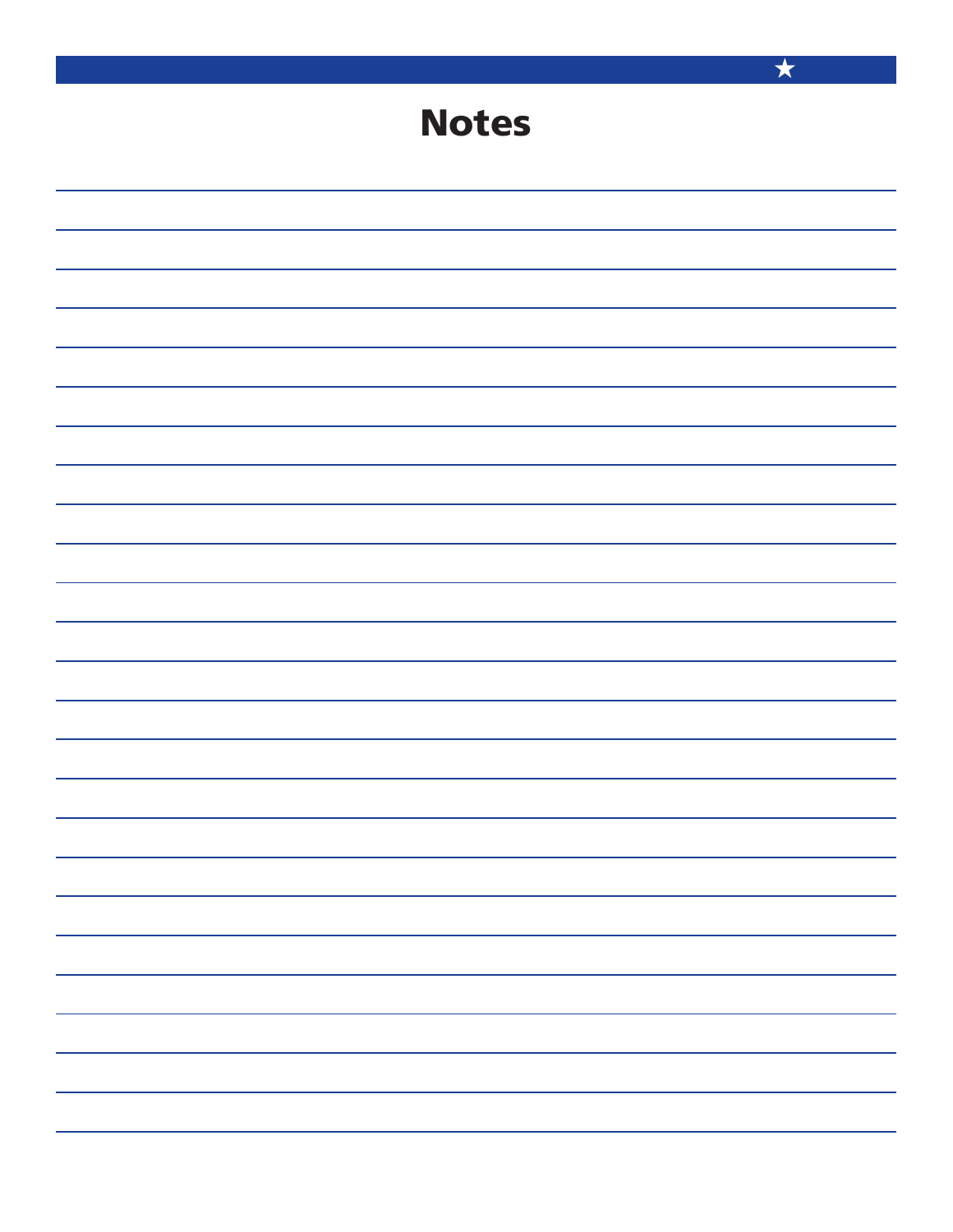# Notes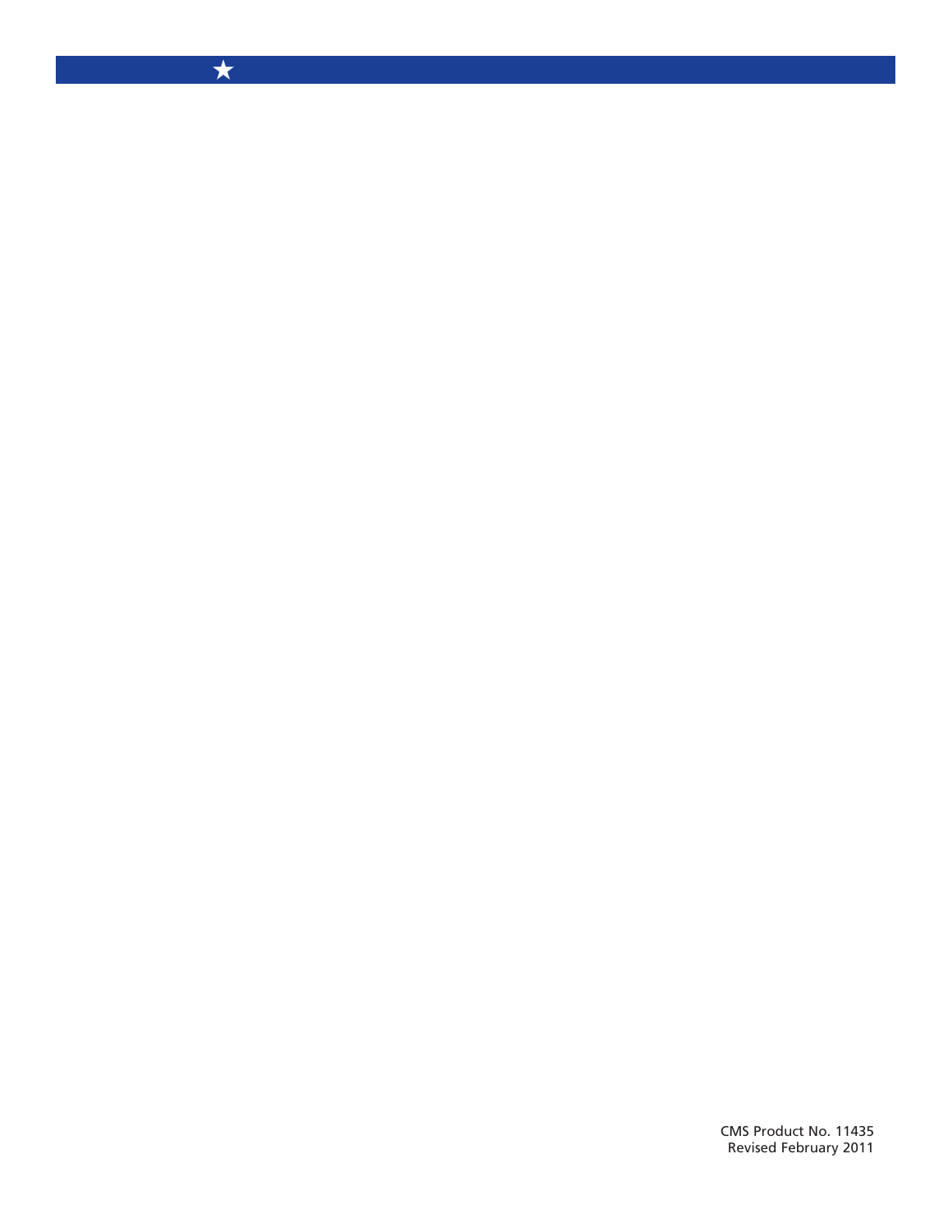CMS Product No. 11435
Revised February 2011